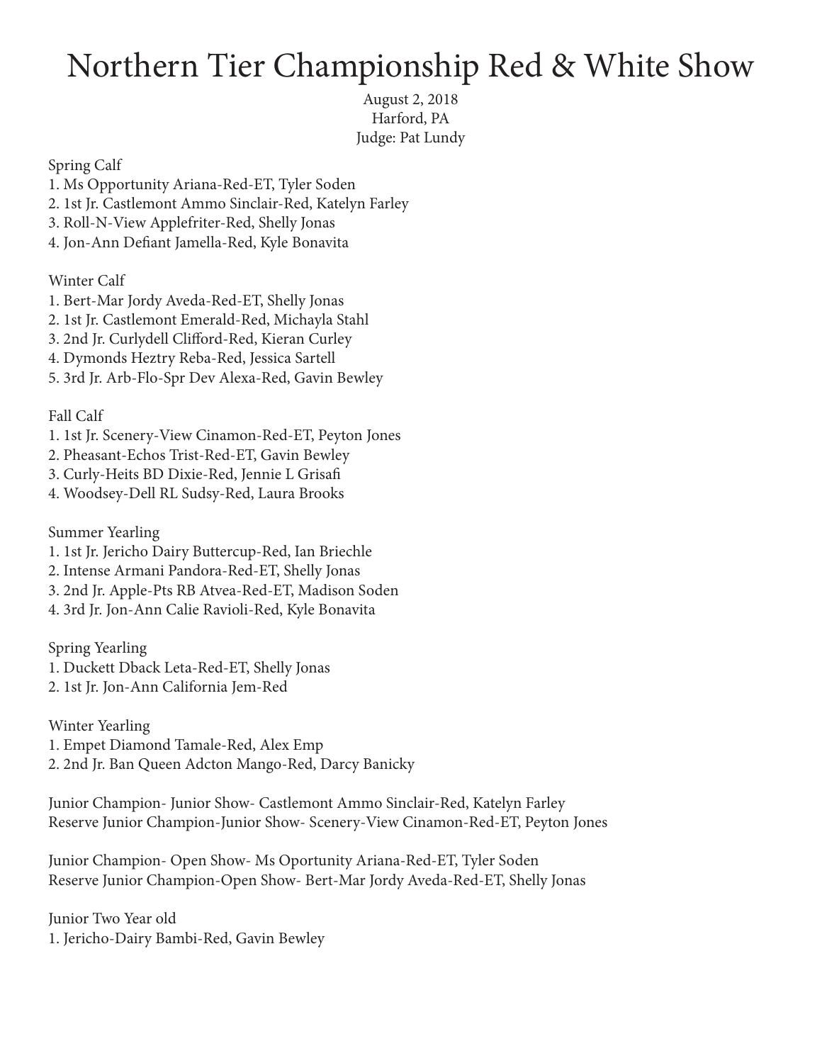# Northern Tier Championship Red & White Show

August 2, 2018
Harford, PA
Judge: Pat Lundy

Spring Calf

1. Ms Opportunity Ariana-Red-ET, Tyler Soden
2. 1st Jr. Castlemont Ammo Sinclair-Red, Katelyn Farley
3. Roll-N-View Applefriter-Red, Shelly Jonas
4. Jon-Ann Defiant Jamella-Red, Kyle Bonavita

Winter Calf

1. Bert-Mar Jordy Aveda-Red-ET, Shelly Jonas
2. 1st Jr. Castlemont Emerald-Red, Michayla Stahl
3. 2nd Jr. Curlydell Clifford-Red, Kieran Curley
4. Dymonds Heztry Reba-Red, Jessica Sartell
5. 3rd Jr. Arb-Flo-Spr Dev Alexa-Red, Gavin Bewley

Fall Calf

1. 1st Jr. Scenery-View Cinamon-Red-ET, Peyton Jones
2. Pheasant-Echos Trist-Red-ET, Gavin Bewley
3. Curly-Heits BD Dixie-Red, Jennie L Grisafi
4. Woodsey-Dell RL Sudsy-Red, Laura Brooks

Summer Yearling

1. 1st Jr. Jericho Dairy Buttercup-Red, Ian Briechle
2. Intense Armani Pandora-Red-ET, Shelly Jonas
3. 2nd Jr. Apple-Pts RB Atvea-Red-ET, Madison Soden
4. 3rd Jr. Jon-Ann Calie Ravioli-Red, Kyle Bonavita

Spring Yearling

1. Duckett Dback Leta-Red-ET, Shelly Jonas
2. 1st Jr. Jon-Ann California Jem-Red

Winter Yearling

1. Empet Diamond Tamale-Red, Alex Emp
2. 2nd Jr. Ban Queen Adcton Mango-Red, Darcy Banicky

Junior Champion- Junior Show- Castlemont Ammo Sinclair-Red, Katelyn Farley
Reserve Junior Champion-Junior Show- Scenery-View Cinamon-Red-ET, Peyton Jones

Junior Champion- Open Show- Ms Oportunity Ariana-Red-ET, Tyler Soden
Reserve Junior Champion-Open Show- Bert-Mar Jordy Aveda-Red-ET, Shelly Jonas

Junior Two Year old

1. Jericho-Dairy Bambi-Red, Gavin Bewley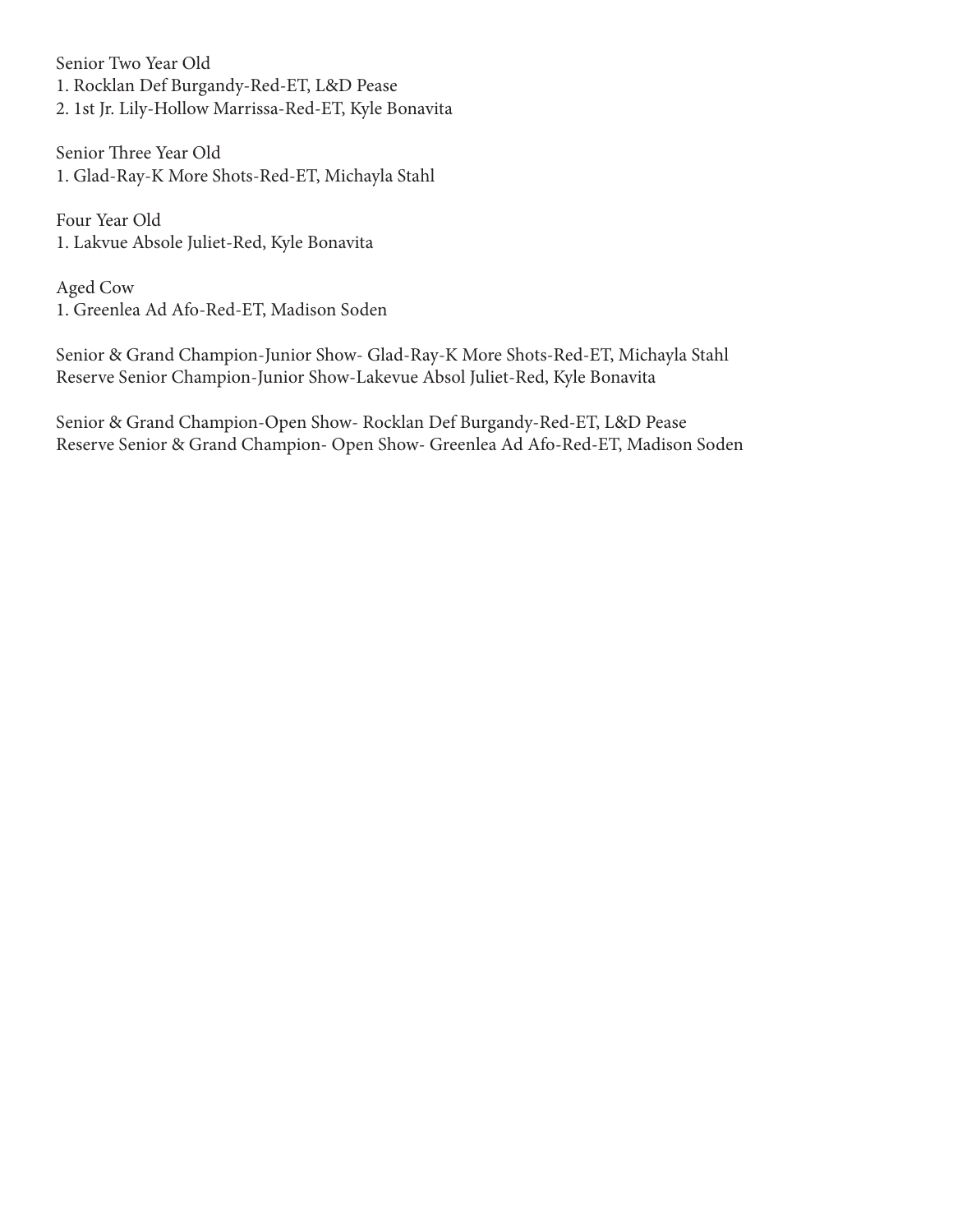Senior Two Year Old
1. Rocklan Def Burgandy-Red-ET, L&D Pease
2. 1st Jr. Lily-Hollow Marrissa-Red-ET, Kyle Bonavita

Senior Three Year Old
1. Glad-Ray-K More Shots-Red-ET, Michayla Stahl

Four Year Old
1. Lakvue Absole Juliet-Red, Kyle Bonavita

Aged Cow
1. Greenlea Ad Afo-Red-ET, Madison Soden

Senior & Grand Champion-Junior Show- Glad-Ray-K More Shots-Red-ET, Michayla Stahl
Reserve Senior Champion-Junior Show-Lakevue Absol Juliet-Red, Kyle Bonavita

Senior & Grand Champion-Open Show- Rocklan Def Burgandy-Red-ET, L&D Pease
Reserve Senior & Grand Champion- Open Show- Greenlea Ad Afo-Red-ET, Madison Soden